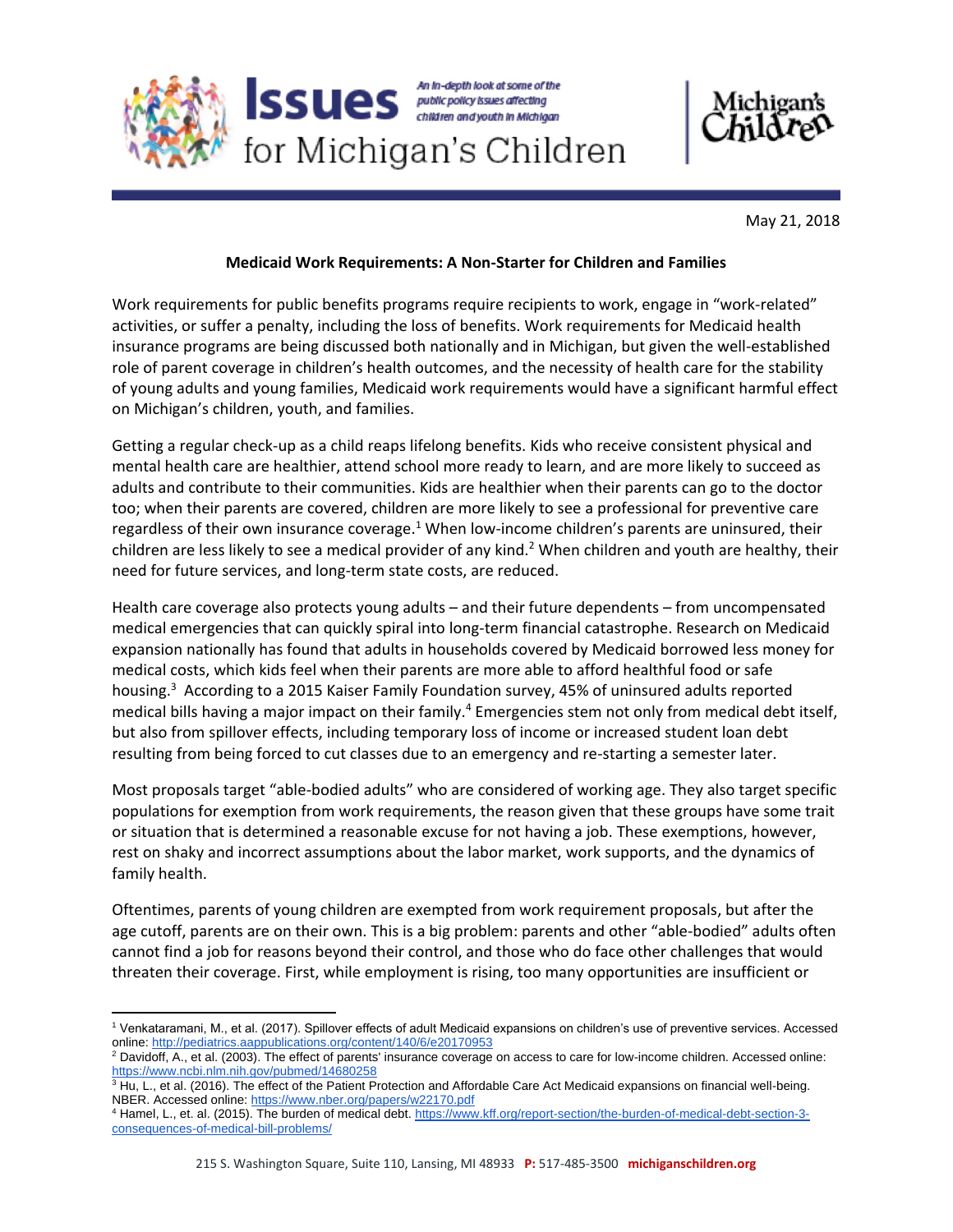# Issues for Michigan's Children

*An in-depth look at some of the public policy issues affecting children and youth in Michigan*

Michigan's Children

May 21, 2018

## Medicaid Work Requirements: A Non-Starter for Children and Families

Work requirements for public benefits programs require recipients to work, engage in "work-related" activities, or suffer a penalty, including the loss of benefits. Work requirements for Medicaid health insurance programs are being discussed both nationally and in Michigan, but given the well-established role of parent coverage in children's health outcomes, and the necessity of health care for the stability of young adults and young families, Medicaid work requirements would have a significant harmful effect on Michigan's children, youth, and families.

Getting a regular check-up as a child reaps lifelong benefits. Kids who receive consistent physical and mental health care are healthier, attend school more ready to learn, and are more likely to succeed as adults and contribute to their communities. Kids are healthier when their parents can go to the doctor too; when their parents are covered, children are more likely to see a professional for preventive care regardless of their own insurance coverage.[1] When low-income children's parents are uninsured, their children are less likely to see a medical provider of any kind.[2] When children and youth are healthy, their need for future services, and long-term state costs, are reduced.

Health care coverage also protects young adults – and their future dependents – from uncompensated medical emergencies that can quickly spiral into long-term financial catastrophe. Research on Medicaid expansion nationally has found that adults in households covered by Medicaid borrowed less money for medical costs, which kids feel when their parents are more able to afford healthful food or safe housing.[3] According to a 2015 Kaiser Family Foundation survey, 45% of uninsured adults reported medical bills having a major impact on their family.[4] Emergencies stem not only from medical debt itself, but also from spillover effects, including temporary loss of income or increased student loan debt resulting from being forced to cut classes due to an emergency and re-starting a semester later.

Most proposals target "able-bodied adults" who are considered of working age. They also target specific populations for exemption from work requirements, the reason given that these groups have some trait or situation that is determined a reasonable excuse for not having a job. These exemptions, however, rest on shaky and incorrect assumptions about the labor market, work supports, and the dynamics of family health.

Oftentimes, parents of young children are exempted from work requirement proposals, but after the age cutoff, parents are on their own. This is a big problem: parents and other "able-bodied" adults often cannot find a job for reasons beyond their control, and those who do face other challenges that would threaten their coverage. First, while employment is rising, too many opportunities are insufficient or

---

[1] Venkataramani, M., et al. (2017). Spillover effects of adult Medicaid expansions on children's use of preventive services. Accessed online: http://pediatrics.aappublications.org/content/140/6/e20170953

[2] Davidoff, A., et al. (2003). The effect of parents' insurance coverage on access to care for low-income children. Accessed online: https://www.ncbi.nlm.nih.gov/pubmed/14680258

[3] Hu, L., et al. (2016). The effect of the Patient Protection and Affordable Care Act Medicaid expansions on financial well-being. NBER. Accessed online: https://www.nber.org/papers/w22170.pdf

[4] Hamel, L., et. al. (2015). The burden of medical debt. https://www.kff.org/report-section/the-burden-of-medical-debt-section-3-consequences-of-medical-bill-problems/

215 S. Washington Square, Suite 110, Lansing, MI 48933 **P:** 517-485-3500 **michiganschildren.org**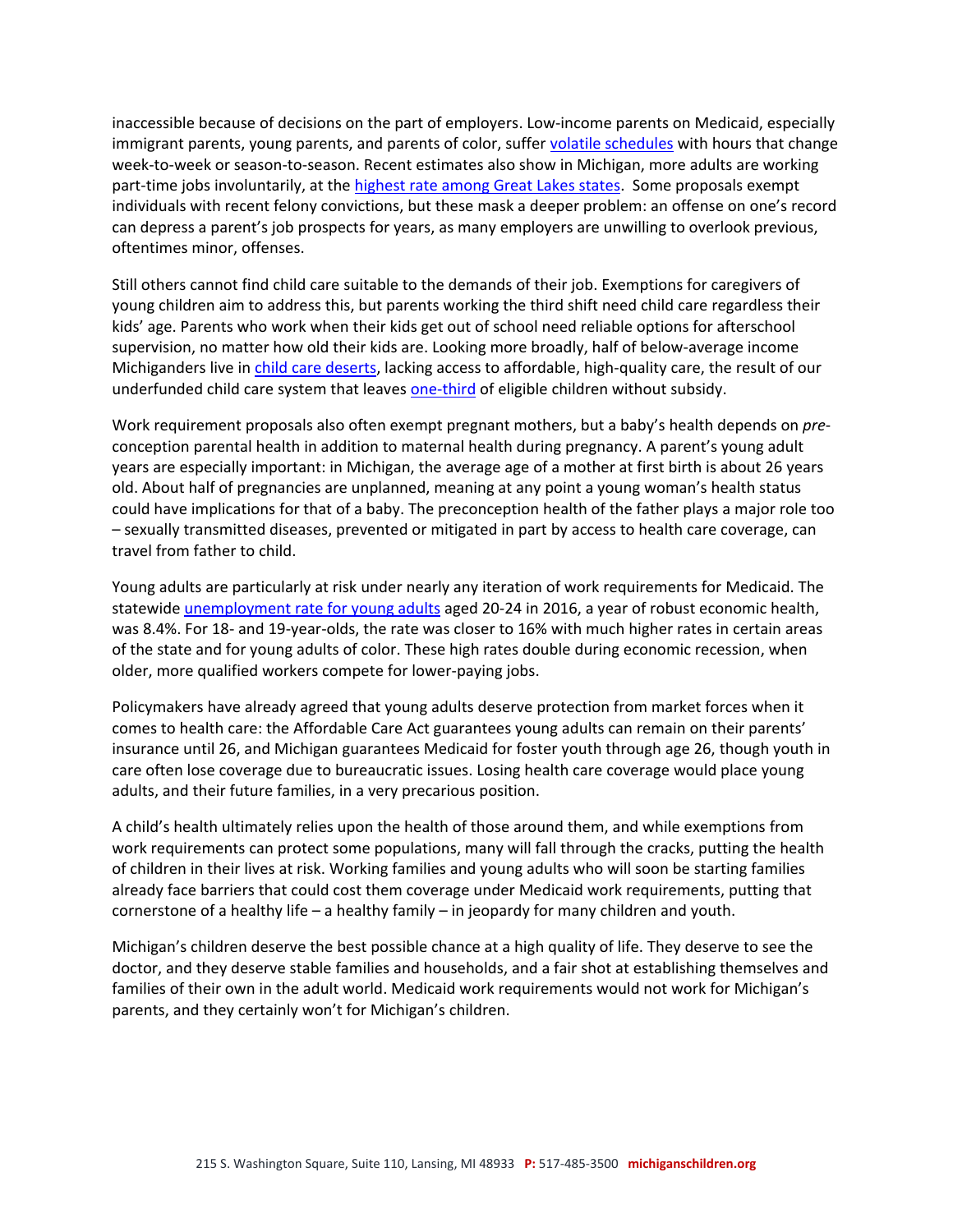inaccessible because of decisions on the part of employers. Low-income parents on Medicaid, especially immigrant parents, young parents, and parents of color, suffer volatile schedules with hours that change week-to-week or season-to-season. Recent estimates also show in Michigan, more adults are working part-time jobs involuntarily, at the highest rate among Great Lakes states. Some proposals exempt individuals with recent felony convictions, but these mask a deeper problem: an offense on one's record can depress a parent's job prospects for years, as many employers are unwilling to overlook previous, oftentimes minor, offenses.

Still others cannot find child care suitable to the demands of their job. Exemptions for caregivers of young children aim to address this, but parents working the third shift need child care regardless their kids' age. Parents who work when their kids get out of school need reliable options for afterschool supervision, no matter how old their kids are. Looking more broadly, half of below-average income Michiganders live in child care deserts, lacking access to affordable, high-quality care, the result of our underfunded child care system that leaves one-third of eligible children without subsidy.

Work requirement proposals also often exempt pregnant mothers, but a baby's health depends on *pre*-conception parental health in addition to maternal health during pregnancy. A parent's young adult years are especially important: in Michigan, the average age of a mother at first birth is about 26 years old. About half of pregnancies are unplanned, meaning at any point a young woman's health status could have implications for that of a baby. The preconception health of the father plays a major role too – sexually transmitted diseases, prevented or mitigated in part by access to health care coverage, can travel from father to child.

Young adults are particularly at risk under nearly any iteration of work requirements for Medicaid. The statewide unemployment rate for young adults aged 20-24 in 2016, a year of robust economic health, was 8.4%. For 18- and 19-year-olds, the rate was closer to 16% with much higher rates in certain areas of the state and for young adults of color. These high rates double during economic recession, when older, more qualified workers compete for lower-paying jobs.

Policymakers have already agreed that young adults deserve protection from market forces when it comes to health care: the Affordable Care Act guarantees young adults can remain on their parents' insurance until 26, and Michigan guarantees Medicaid for foster youth through age 26, though youth in care often lose coverage due to bureaucratic issues. Losing health care coverage would place young adults, and their future families, in a very precarious position.

A child's health ultimately relies upon the health of those around them, and while exemptions from work requirements can protect some populations, many will fall through the cracks, putting the health of children in their lives at risk. Working families and young adults who will soon be starting families already face barriers that could cost them coverage under Medicaid work requirements, putting that cornerstone of a healthy life – a healthy family – in jeopardy for many children and youth.

Michigan's children deserve the best possible chance at a high quality of life. They deserve to see the doctor, and they deserve stable families and households, and a fair shot at establishing themselves and families of their own in the adult world. Medicaid work requirements would not work for Michigan's parents, and they certainly won't for Michigan's children.

215 S. Washington Square, Suite 110, Lansing, MI 48933 **P:** 517-485-3500 **michiganschildren.org**